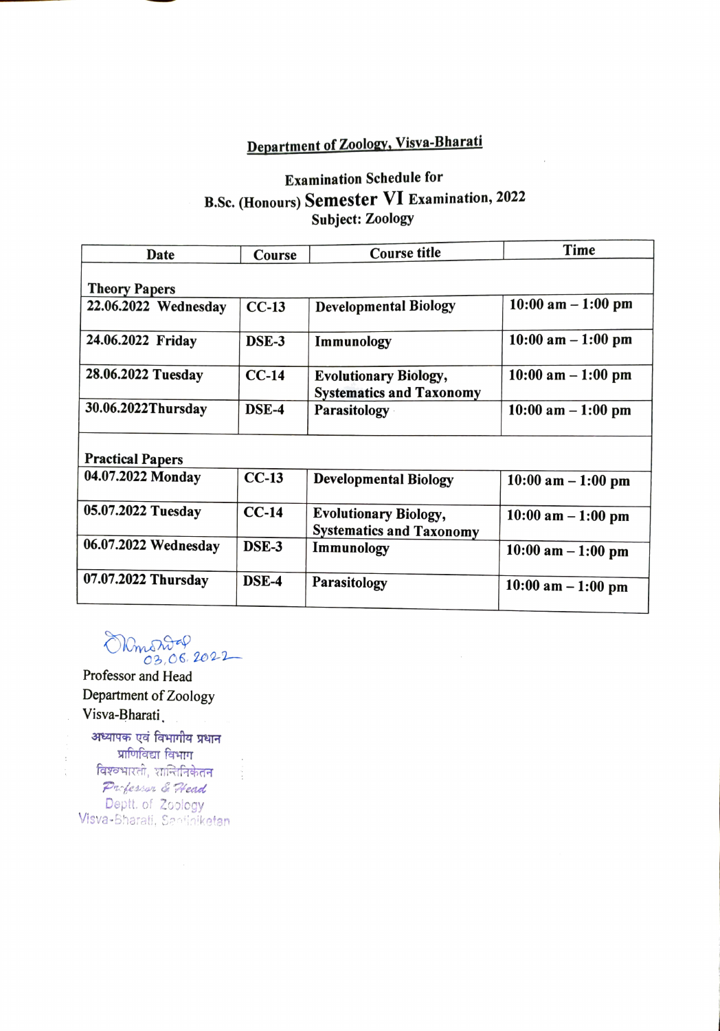# Department of Zoology, Visva-Bharati

## Examination Schedule for
## B.Sc. (Honours) Semester VI Examination, 2022
### Subject: Zoology

| Date | Course | Course title | Time |
|---|---|---|---|
| **Theory Papers** | | | |
| 22.06.2022 Wednesday | CC-13 | Developmental Biology | 10:00 am – 1:00 pm |
| 24.06.2022 Friday | DSE-3 | Immunology | 10:00 am – 1:00 pm |
| 28.06.2022 Tuesday | CC-14 | Evolutionary Biology, Systematics and Taxonomy | 10:00 am – 1:00 pm |
| 30.06.2022Thursday | DSE-4 | Parasitology | 10:00 am – 1:00 pm |
| **Practical Papers** | | | |
| 04.07.2022 Monday | CC-13 | Developmental Biology | 10:00 am – 1:00 pm |
| 05.07.2022 Tuesday | CC-14 | Evolutionary Biology, Systematics and Taxonomy | 10:00 am – 1:00 pm |
| 06.07.2022 Wednesday | DSE-3 | Immunology | 10:00 am – 1:00 pm |
| 07.07.2022 Thursday | DSE-4 | Parasitology | 10:00 am – 1:00 pm |

03.06.2022

Professor and Head
Department of Zoology
Visva-Bharati

अध्यापक एवं विभागीय प्रधान
प्राणिविद्या विभाग
विश्वभारती, शान्तिनिकेतन
Professor & Head
Deptt. of Zoology
Visva-Bharati, Santiniketan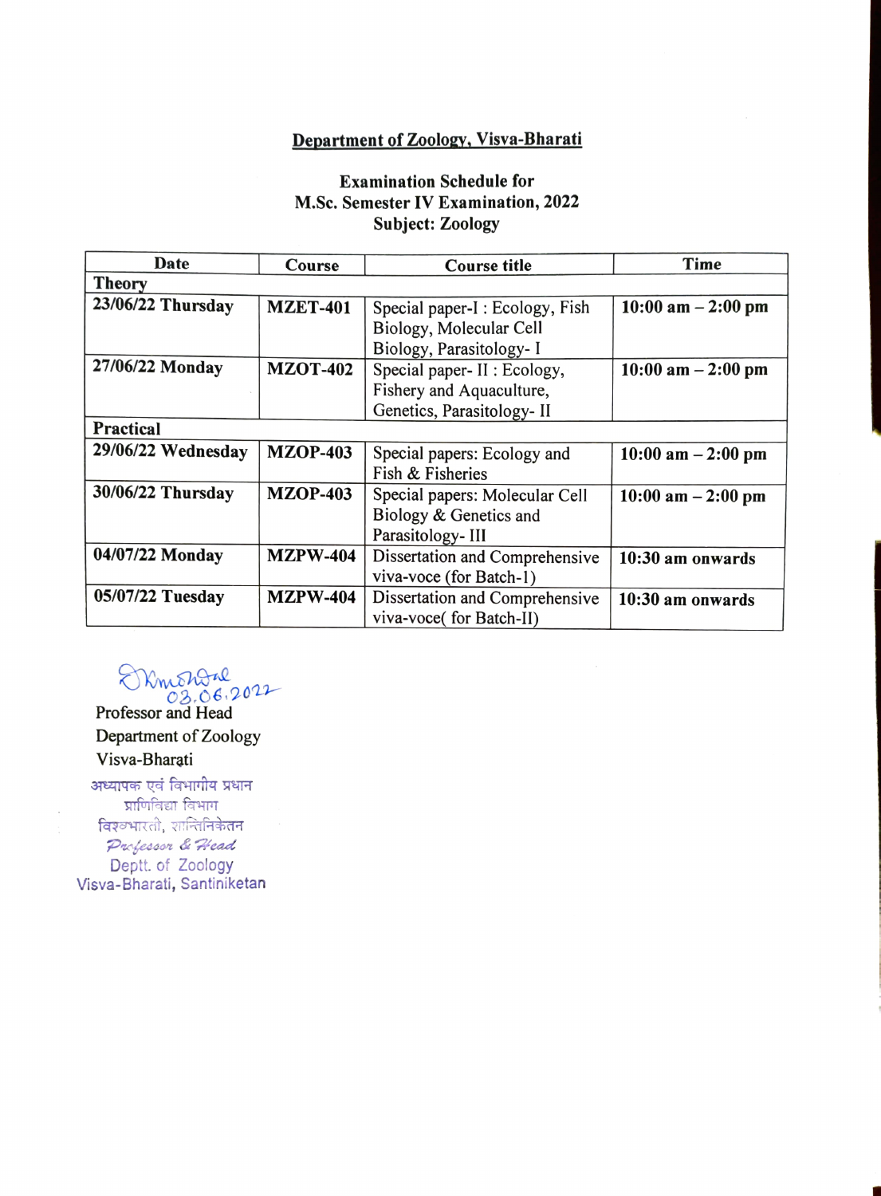## Department of Zoology, Visva-Bharati

**Examination Schedule for**
**M.Sc. Semester IV Examination, 2022**
**Subject: Zoology**

| Date | Course | Course title | Time |
|---|---|---|---|
| **Theory** | | | |
| **23/06/22 Thursday** | **MZET-401** | Special paper-I : Ecology, Fish Biology, Molecular Cell Biology, Parasitology- I | **10:00 am – 2:00 pm** |
| **27/06/22 Monday** | **MZOT-402** | Special paper- II : Ecology, Fishery and Aquaculture, Genetics, Parasitology- II | **10:00 am – 2:00 pm** |
| **Practical** | | | |
| **29/06/22 Wednesday** | **MZOP-403** | Special papers: Ecology and Fish & Fisheries | **10:00 am – 2:00 pm** |
| **30/06/22 Thursday** | **MZOP-403** | Special papers: Molecular Cell Biology & Genetics and Parasitology- III | **10:00 am – 2:00 pm** |
| **04/07/22 Monday** | **MZPW-404** | Dissertation and Comprehensive viva-voce (for Batch-1) | **10:30 am onwards** |
| **05/07/22 Tuesday** | **MZPW-404** | Dissertation and Comprehensive viva-voce( for Batch-II) | **10:30 am onwards** |

03.06.2022
Professor and Head
Department of Zoology
Visva-Bharati

अध्यापक एवं विभागीय प्रधान
प्राणिविद्या विभाग
विश्वभारती, शान्तिनिकेतन
Professor & Head
Deptt. of Zoology
Visva-Bharati, Santiniketan